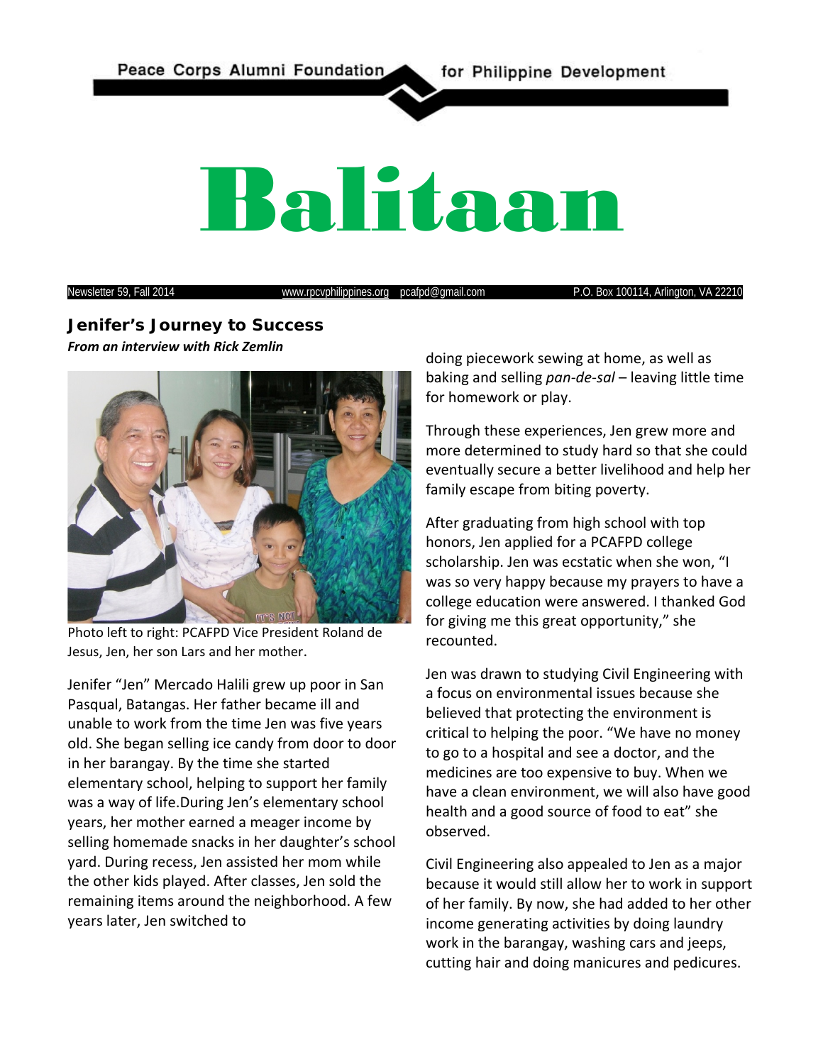Peace Corps Alumni Foundation for Philippine Development

# Balitaan

Newsletter 59, Fall 2014 www.rpcvphilippines.org pcafpd@gmail.com P.O. Box 100114, Arlington, VA 22210

## Jenifer's Journey to Success

***From an interview with Rick Zemlin***

Photo left to right: PCAFPD Vice President Roland de Jesus, Jen, her son Lars and her mother.

Jenifer "Jen" Mercado Halili grew up poor in San Pasqual, Batangas. Her father became ill and unable to work from the time Jen was five years old. She began selling ice candy from door to door in her barangay. By the time she started elementary school, helping to support her family was a way of life.During Jen's elementary school years, her mother earned a meager income by selling homemade snacks in her daughter's school yard. During recess, Jen assisted her mom while the other kids played. After classes, Jen sold the remaining items around the neighborhood. A few years later, Jen switched to doing piecework sewing at home, as well as baking and selling *pan-de-sal* – leaving little time for homework or play.

Through these experiences, Jen grew more and more determined to study hard so that she could eventually secure a better livelihood and help her family escape from biting poverty.

After graduating from high school with top honors, Jen applied for a PCAFPD college scholarship. Jen was ecstatic when she won, "I was so very happy because my prayers to have a college education were answered. I thanked God for giving me this great opportunity," she recounted.

Jen was drawn to studying Civil Engineering with a focus on environmental issues because she believed that protecting the environment is critical to helping the poor. "We have no money to go to a hospital and see a doctor, and the medicines are too expensive to buy. When we have a clean environment, we will also have good health and a good source of food to eat" she observed.

Civil Engineering also appealed to Jen as a major because it would still allow her to work in support of her family. By now, she had added to her other income generating activities by doing laundry work in the barangay, washing cars and jeeps, cutting hair and doing manicures and pedicures.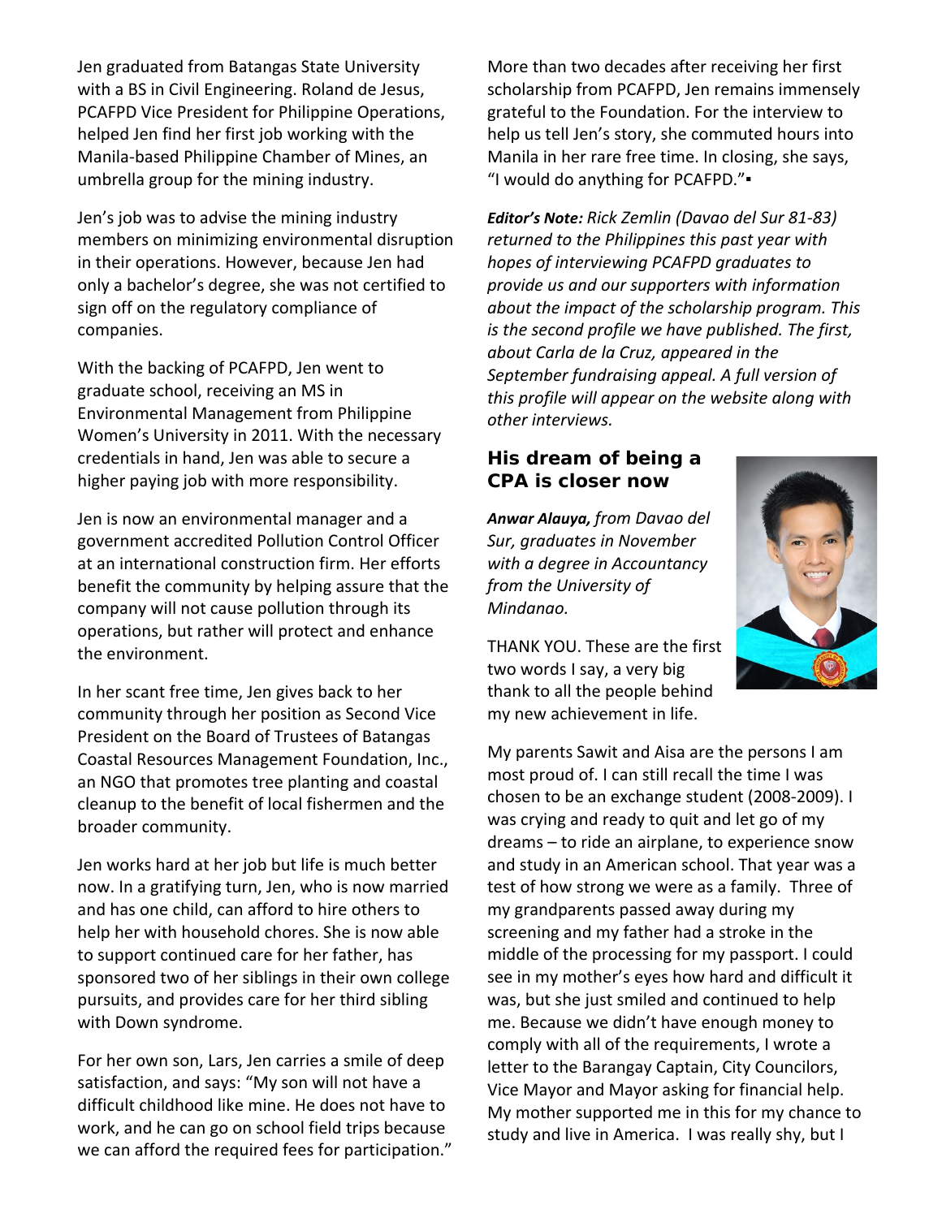Jen graduated from Batangas State University with a BS in Civil Engineering. Roland de Jesus, PCAFPD Vice President for Philippine Operations, helped Jen find her first job working with the Manila-based Philippine Chamber of Mines, an umbrella group for the mining industry.

Jen's job was to advise the mining industry members on minimizing environmental disruption in their operations. However, because Jen had only a bachelor's degree, she was not certified to sign off on the regulatory compliance of companies.

With the backing of PCAFPD, Jen went to graduate school, receiving an MS in Environmental Management from Philippine Women's University in 2011. With the necessary credentials in hand, Jen was able to secure a higher paying job with more responsibility.

Jen is now an environmental manager and a government accredited Pollution Control Officer at an international construction firm. Her efforts benefit the community by helping assure that the company will not cause pollution through its operations, but rather will protect and enhance the environment.

In her scant free time, Jen gives back to her community through her position as Second Vice President on the Board of Trustees of Batangas Coastal Resources Management Foundation, Inc., an NGO that promotes tree planting and coastal cleanup to the benefit of local fishermen and the broader community.

Jen works hard at her job but life is much better now. In a gratifying turn, Jen, who is now married and has one child, can afford to hire others to help her with household chores. She is now able to support continued care for her father, has sponsored two of her siblings in their own college pursuits, and provides care for her third sibling with Down syndrome.

For her own son, Lars, Jen carries a smile of deep satisfaction, and says: "My son will not have a difficult childhood like mine. He does not have to work, and he can go on school field trips because we can afford the required fees for participation."

More than two decades after receiving her first scholarship from PCAFPD, Jen remains immensely grateful to the Foundation. For the interview to help us tell Jen's story, she commuted hours into Manila in her rare free time. In closing, she says, "I would do anything for PCAFPD."▪

***Editor's Note:*** *Rick Zemlin (Davao del Sur 81-83) returned to the Philippines this past year with hopes of interviewing PCAFPD graduates to provide us and our supporters with information about the impact of the scholarship program. This is the second profile we have published. The first, about Carla de la Cruz, appeared in the September fundraising appeal. A full version of this profile will appear on the website along with other interviews.*

## His dream of being a CPA is closer now

***Anwar Alauya,*** *from Davao del Sur, graduates in November with a degree in Accountancy from the University of Mindanao.*

THANK YOU. These are the first two words I say, a very big thank to all the people behind my new achievement in life.

My parents Sawit and Aisa are the persons I am most proud of. I can still recall the time I was chosen to be an exchange student (2008-2009). I was crying and ready to quit and let go of my dreams – to ride an airplane, to experience snow and study in an American school. That year was a test of how strong we were as a family. Three of my grandparents passed away during my screening and my father had a stroke in the middle of the processing for my passport. I could see in my mother's eyes how hard and difficult it was, but she just smiled and continued to help me. Because we didn't have enough money to comply with all of the requirements, I wrote a letter to the Barangay Captain, City Councilors, Vice Mayor and Mayor asking for financial help. My mother supported me in this for my chance to study and live in America. I was really shy, but I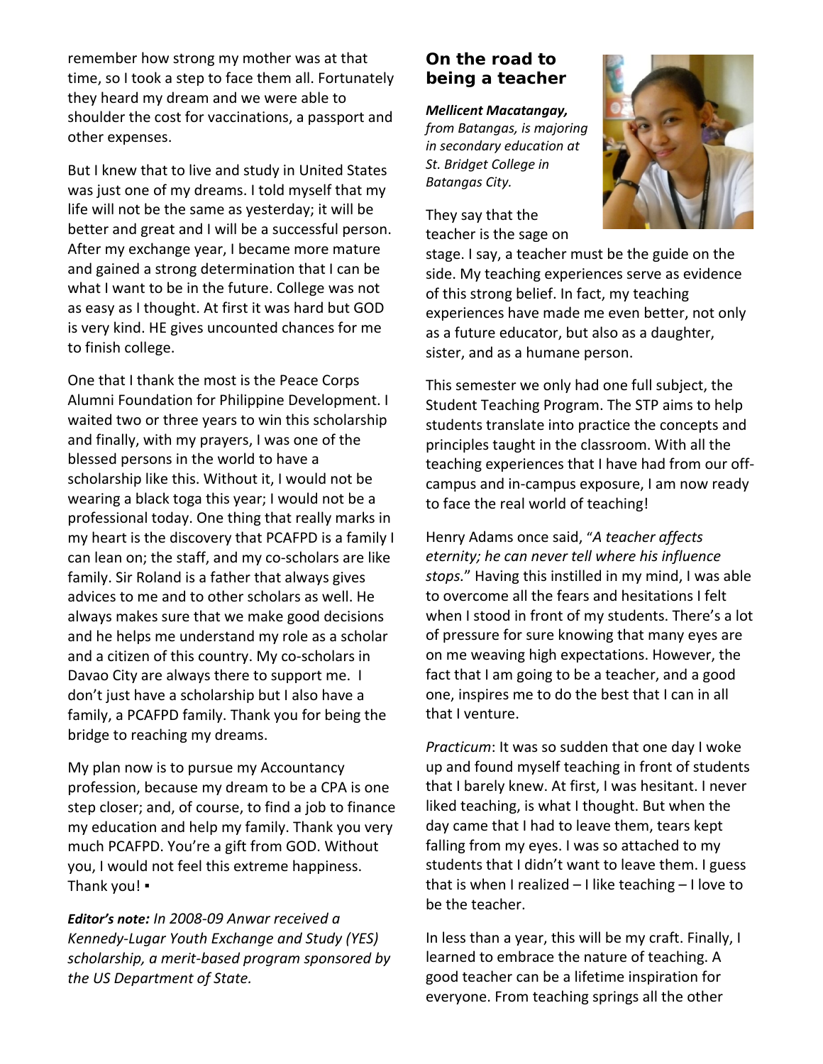remember how strong my mother was at that time, so I took a step to face them all. Fortunately they heard my dream and we were able to shoulder the cost for vaccinations, a passport and other expenses.

But I knew that to live and study in United States was just one of my dreams. I told myself that my life will not be the same as yesterday; it will be better and great and I will be a successful person. After my exchange year, I became more mature and gained a strong determination that I can be what I want to be in the future. College was not as easy as I thought. At first it was hard but GOD is very kind. HE gives uncounted chances for me to finish college.

One that I thank the most is the Peace Corps Alumni Foundation for Philippine Development. I waited two or three years to win this scholarship and finally, with my prayers, I was one of the blessed persons in the world to have a scholarship like this. Without it, I would not be wearing a black toga this year; I would not be a professional today. One thing that really marks in my heart is the discovery that PCAFPD is a family I can lean on; the staff, and my co-scholars are like family. Sir Roland is a father that always gives advices to me and to other scholars as well. He always makes sure that we make good decisions and he helps me understand my role as a scholar and a citizen of this country. My co-scholars in Davao City are always there to support me. I don't just have a scholarship but I also have a family, a PCAFPD family. Thank you for being the bridge to reaching my dreams.

My plan now is to pursue my Accountancy profession, because my dream to be a CPA is one step closer; and, of course, to find a job to finance my education and help my family. Thank you very much PCAFPD. You're a gift from GOD. Without you, I would not feel this extreme happiness. Thank you! ▪

***Editor's note:*** *In 2008-09 Anwar received a Kennedy-Lugar Youth Exchange and Study (YES) scholarship, a merit-based program sponsored by the US Department of State.*

## On the road to being a teacher

***Mellicent Macatangay,*** *from Batangas, is majoring in secondary education at St. Bridget College in Batangas City.*

They say that the teacher is the sage on stage. I say, a teacher must be the guide on the side. My teaching experiences serve as evidence of this strong belief. In fact, my teaching experiences have made me even better, not only as a future educator, but also as a daughter, sister, and as a humane person.

This semester we only had one full subject, the Student Teaching Program. The STP aims to help students translate into practice the concepts and principles taught in the classroom. With all the teaching experiences that I have had from our off-campus and in-campus exposure, I am now ready to face the real world of teaching!

Henry Adams once said, "*A teacher affects eternity; he can never tell where his influence stops.*" Having this instilled in my mind, I was able to overcome all the fears and hesitations I felt when I stood in front of my students. There's a lot of pressure for sure knowing that many eyes are on me weaving high expectations. However, the fact that I am going to be a teacher, and a good one, inspires me to do the best that I can in all that I venture.

*Practicum*: It was so sudden that one day I woke up and found myself teaching in front of students that I barely knew. At first, I was hesitant. I never liked teaching, is what I thought. But when the day came that I had to leave them, tears kept falling from my eyes. I was so attached to my students that I didn't want to leave them. I guess that is when I realized – I like teaching – I love to be the teacher.

In less than a year, this will be my craft. Finally, I learned to embrace the nature of teaching. A good teacher can be a lifetime inspiration for everyone. From teaching springs all the other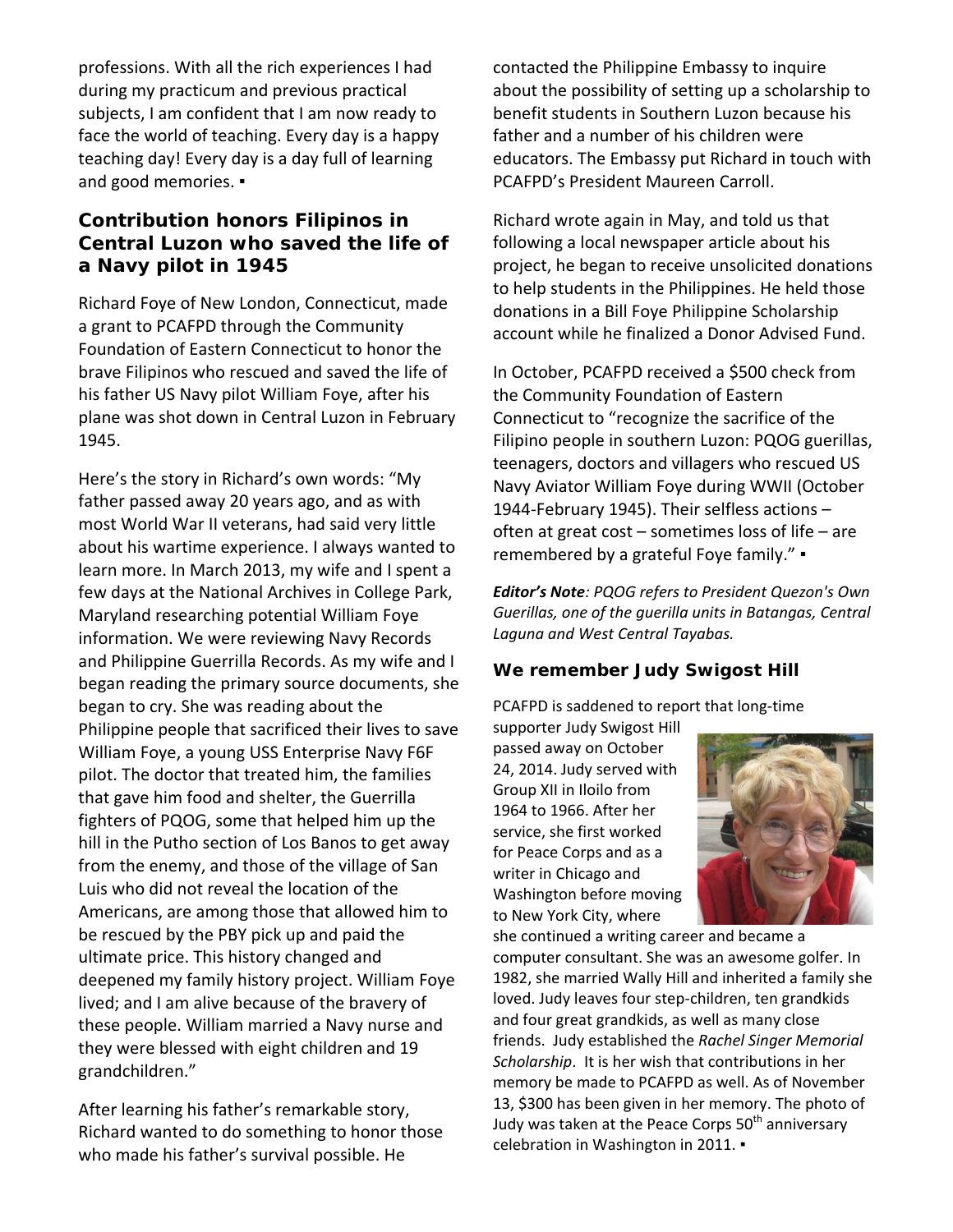professions. With all the rich experiences I had during my practicum and previous practical subjects, I am confident that I am now ready to face the world of teaching. Every day is a happy teaching day! Every day is a day full of learning and good memories. ▪

## Contribution honors Filipinos in Central Luzon who saved the life of a Navy pilot in 1945

Richard Foye of New London, Connecticut, made a grant to PCAFPD through the Community Foundation of Eastern Connecticut to honor the brave Filipinos who rescued and saved the life of his father US Navy pilot William Foye, after his plane was shot down in Central Luzon in February 1945.

Here's the story in Richard's own words: "My father passed away 20 years ago, and as with most World War II veterans, had said very little about his wartime experience. I always wanted to learn more. In March 2013, my wife and I spent a few days at the National Archives in College Park, Maryland researching potential William Foye information. We were reviewing Navy Records and Philippine Guerrilla Records. As my wife and I began reading the primary source documents, she began to cry. She was reading about the Philippine people that sacrificed their lives to save William Foye, a young USS Enterprise Navy F6F pilot. The doctor that treated him, the families that gave him food and shelter, the Guerrilla fighters of PQOG, some that helped him up the hill in the Putho section of Los Banos to get away from the enemy, and those of the village of San Luis who did not reveal the location of the Americans, are among those that allowed him to be rescued by the PBY pick up and paid the ultimate price. This history changed and deepened my family history project. William Foye lived; and I am alive because of the bravery of these people. William married a Navy nurse and they were blessed with eight children and 19 grandchildren."

After learning his father's remarkable story, Richard wanted to do something to honor those who made his father's survival possible. He contacted the Philippine Embassy to inquire about the possibility of setting up a scholarship to benefit students in Southern Luzon because his father and a number of his children were educators. The Embassy put Richard in touch with PCAFPD's President Maureen Carroll.

Richard wrote again in May, and told us that following a local newspaper article about his project, he began to receive unsolicited donations to help students in the Philippines. He held those donations in a Bill Foye Philippine Scholarship account while he finalized a Donor Advised Fund.

In October, PCAFPD received a $500 check from the Community Foundation of Eastern Connecticut to "recognize the sacrifice of the Filipino people in southern Luzon: PQOG guerillas, teenagers, doctors and villagers who rescued US Navy Aviator William Foye during WWII (October 1944-February 1945). Their selfless actions – often at great cost – sometimes loss of life – are remembered by a grateful Foye family." ▪

***Editor's Note****: PQOG refers to President Quezon's Own Guerillas, one of the guerilla units in Batangas, Central Laguna and West Central Tayabas.*

## We remember Judy Swigost Hill

PCAFPD is saddened to report that long-time supporter Judy Swigost Hill passed away on October 24, 2014. Judy served with Group XII in Iloilo from 1964 to 1966. After her service, she first worked for Peace Corps and as a writer in Chicago and Washington before moving to New York City, where she continued a writing career and became a computer consultant. She was an awesome golfer. In 1982, she married Wally Hill and inherited a family she loved. Judy leaves four step-children, ten grandkids and four great grandkids, as well as many close friends. Judy established the *Rachel Singer Memorial Scholarship*. It is her wish that contributions in her memory be made to PCAFPD as well. As of November 13, $300 has been given in her memory. The photo of Judy was taken at the Peace Corps 50th anniversary celebration in Washington in 2011. ▪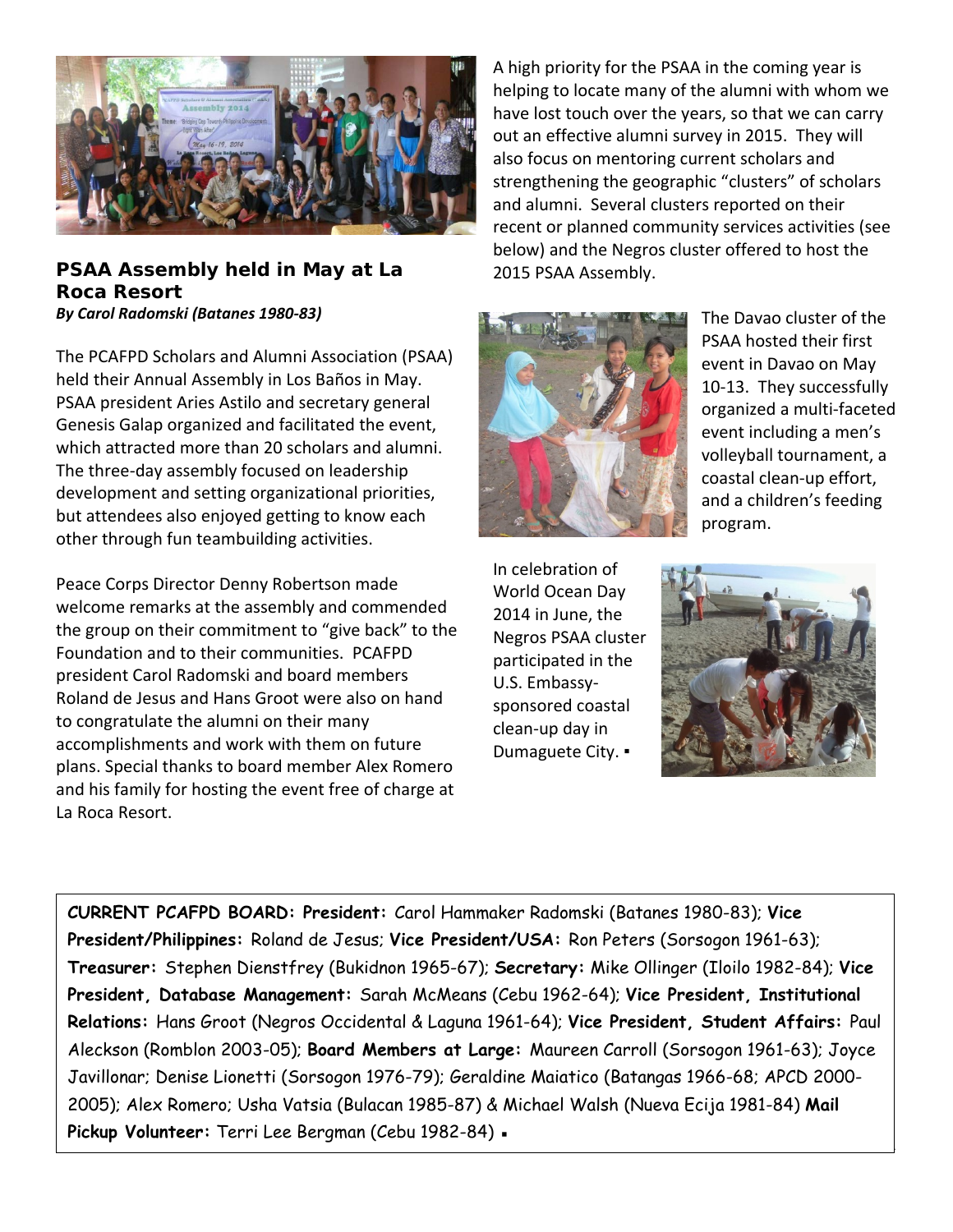## PSAA Assembly held in May at La Roca Resort

***By Carol Radomski (Batanes 1980-83)***

The PCAFPD Scholars and Alumni Association (PSAA) held their Annual Assembly in Los Baños in May. PSAA president Aries Astilo and secretary general Genesis Galap organized and facilitated the event, which attracted more than 20 scholars and alumni. The three-day assembly focused on leadership development and setting organizational priorities, but attendees also enjoyed getting to know each other through fun teambuilding activities.

Peace Corps Director Denny Robertson made welcome remarks at the assembly and commended the group on their commitment to "give back" to the Foundation and to their communities. PCAFPD president Carol Radomski and board members Roland de Jesus and Hans Groot were also on hand to congratulate the alumni on their many accomplishments and work with them on future plans. Special thanks to board member Alex Romero and his family for hosting the event free of charge at La Roca Resort.

A high priority for the PSAA in the coming year is helping to locate many of the alumni with whom we have lost touch over the years, so that we can carry out an effective alumni survey in 2015. They will also focus on mentoring current scholars and strengthening the geographic "clusters" of scholars and alumni. Several clusters reported on their recent or planned community services activities (see below) and the Negros cluster offered to host the 2015 PSAA Assembly.

The Davao cluster of the PSAA hosted their first event in Davao on May 10-13. They successfully organized a multi-faceted event including a men's volleyball tournament, a coastal clean-up effort, and a children's feeding program.

In celebration of World Ocean Day 2014 in June, the Negros PSAA cluster participated in the U.S. Embassy-sponsored coastal clean-up day in Dumaguete City. ▪

**CURRENT PCAFPD BOARD: President:** Carol Hammaker Radomski (Batanes 1980-83); **Vice President/Philippines:** Roland de Jesus; **Vice President/USA:** Ron Peters (Sorsogon 1961-63); **Treasurer:** Stephen Dienstfrey (Bukidnon 1965-67); **Secretary:** Mike Ollinger (Iloilo 1982-84); **Vice President, Database Management:** Sarah McMeans (Cebu 1962-64); **Vice President, Institutional Relations:** Hans Groot (Negros Occidental & Laguna 1961-64); **Vice President, Student Affairs:** Paul Aleckson (Romblon 2003-05); **Board Members at Large:** Maureen Carroll (Sorsogon 1961-63); Joyce Javillonar; Denise Lionetti (Sorsogon 1976-79); Geraldine Maiatico (Batangas 1966-68; APCD 2000-2005); Alex Romero; Usha Vatsia (Bulacan 1985-87) & Michael Walsh (Nueva Ecija 1981-84) **Mail Pickup Volunteer:** Terri Lee Bergman (Cebu 1982-84) ▪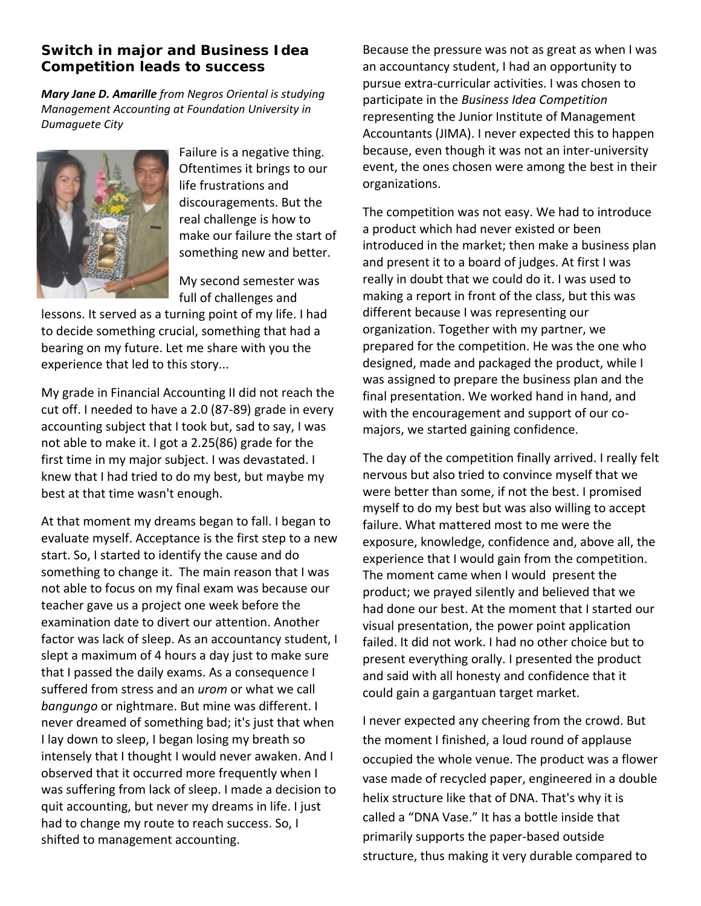## Switch in major and Business Idea Competition leads to success

***Mary Jane D. Amarille*** *from Negros Oriental is studying Management Accounting at Foundation University in Dumaguete City*

Failure is a negative thing. Oftentimes it brings to our life frustrations and discouragements. But the real challenge is how to make our failure the start of something new and better.

My second semester was full of challenges and lessons. It served as a turning point of my life. I had to decide something crucial, something that had a bearing on my future. Let me share with you the experience that led to this story...

My grade in Financial Accounting II did not reach the cut off. I needed to have a 2.0 (87-89) grade in every accounting subject that I took but, sad to say, I was not able to make it. I got a 2.25(86) grade for the first time in my major subject. I was devastated. I knew that I had tried to do my best, but maybe my best at that time wasn't enough.

At that moment my dreams began to fall. I began to evaluate myself. Acceptance is the first step to a new start. So, I started to identify the cause and do something to change it. The main reason that I was not able to focus on my final exam was because our teacher gave us a project one week before the examination date to divert our attention. Another factor was lack of sleep. As an accountancy student, I slept a maximum of 4 hours a day just to make sure that I passed the daily exams. As a consequence I suffered from stress and an *urom* or what we call *bangungo* or nightmare. But mine was different. I never dreamed of something bad; it's just that when I lay down to sleep, I began losing my breath so intensely that I thought I would never awaken. And I observed that it occurred more frequently when I was suffering from lack of sleep. I made a decision to quit accounting, but never my dreams in life. I just had to change my route to reach success. So, I shifted to management accounting.

Because the pressure was not as great as when I was an accountancy student, I had an opportunity to pursue extra-curricular activities. I was chosen to participate in the *Business Idea Competition* representing the Junior Institute of Management Accountants (JIMA). I never expected this to happen because, even though it was not an inter-university event, the ones chosen were among the best in their organizations.

The competition was not easy. We had to introduce a product which had never existed or been introduced in the market; then make a business plan and present it to a board of judges. At first I was really in doubt that we could do it. I was used to making a report in front of the class, but this was different because I was representing our organization. Together with my partner, we prepared for the competition. He was the one who designed, made and packaged the product, while I was assigned to prepare the business plan and the final presentation. We worked hand in hand, and with the encouragement and support of our co-majors, we started gaining confidence.

The day of the competition finally arrived. I really felt nervous but also tried to convince myself that we were better than some, if not the best. I promised myself to do my best but was also willing to accept failure. What mattered most to me were the exposure, knowledge, confidence and, above all, the experience that I would gain from the competition. The moment came when I would present the product; we prayed silently and believed that we had done our best. At the moment that I started our visual presentation, the power point application failed. It did not work. I had no other choice but to present everything orally. I presented the product and said with all honesty and confidence that it could gain a gargantuan target market.

I never expected any cheering from the crowd. But the moment I finished, a loud round of applause occupied the whole venue. The product was a flower vase made of recycled paper, engineered in a double helix structure like that of DNA. That's why it is called a "DNA Vase." It has a bottle inside that primarily supports the paper-based outside structure, thus making it very durable compared to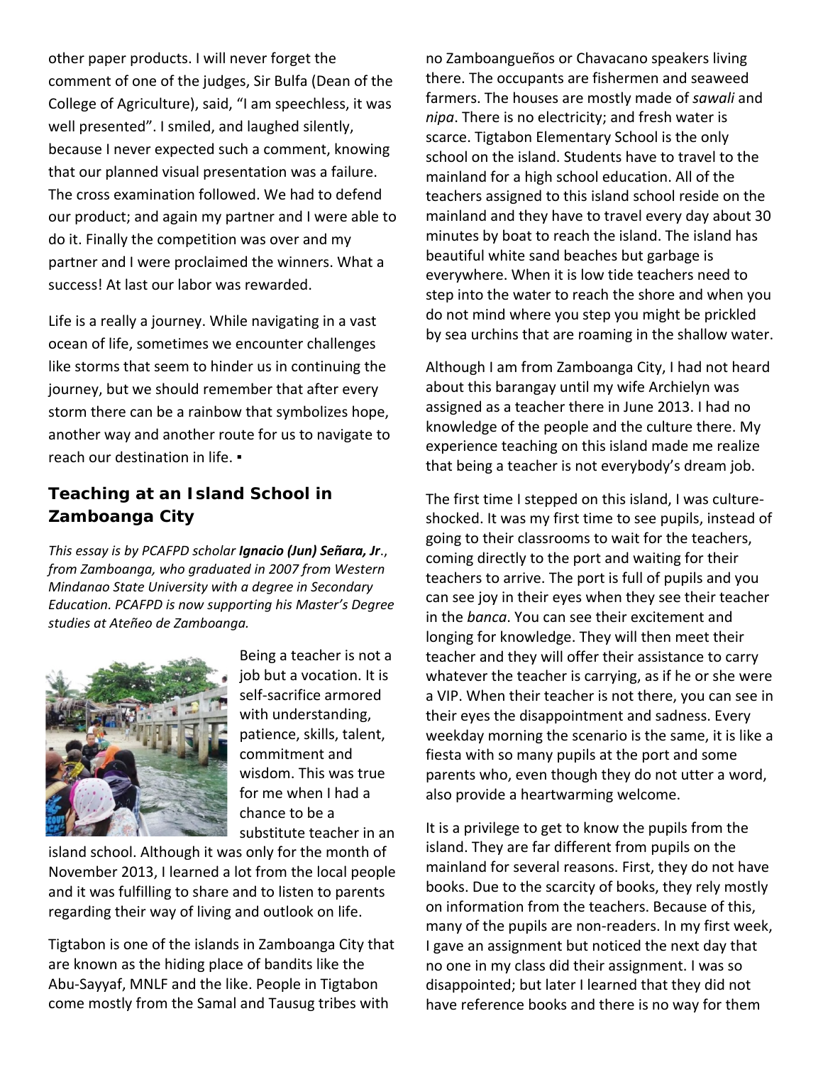other paper products. I will never forget the comment of one of the judges, Sir Bulfa (Dean of the College of Agriculture), said, "I am speechless, it was well presented". I smiled, and laughed silently, because I never expected such a comment, knowing that our planned visual presentation was a failure. The cross examination followed. We had to defend our product; and again my partner and I were able to do it. Finally the competition was over and my partner and I were proclaimed the winners. What a success! At last our labor was rewarded.

Life is a really a journey. While navigating in a vast ocean of life, sometimes we encounter challenges like storms that seem to hinder us in continuing the journey, but we should remember that after every storm there can be a rainbow that symbolizes hope, another way and another route for us to navigate to reach our destination in life. ▪

## Teaching at an Island School in Zamboanga City

*This essay is by PCAFPD scholar **Ignacio (Jun) Señara, Jr**., from Zamboanga, who graduated in 2007 from Western Mindanao State University with a degree in Secondary Education. PCAFPD is now supporting his Master's Degree studies at Ateñeo de Zamboanga.*

Being a teacher is not a job but a vocation. It is self-sacrifice armored with understanding, patience, skills, talent, commitment and wisdom. This was true for me when I had a chance to be a substitute teacher in an island school. Although it was only for the month of November 2013, I learned a lot from the local people and it was fulfilling to share and to listen to parents regarding their way of living and outlook on life.

Tigtabon is one of the islands in Zamboanga City that are known as the hiding place of bandits like the Abu-Sayyaf, MNLF and the like. People in Tigtabon come mostly from the Samal and Tausug tribes with no Zamboangueños or Chavacano speakers living there. The occupants are fishermen and seaweed farmers. The houses are mostly made of *sawali* and *nipa*. There is no electricity; and fresh water is scarce. Tigtabon Elementary School is the only school on the island. Students have to travel to the mainland for a high school education. All of the teachers assigned to this island school reside on the mainland and they have to travel every day about 30 minutes by boat to reach the island. The island has beautiful white sand beaches but garbage is everywhere. When it is low tide teachers need to step into the water to reach the shore and when you do not mind where you step you might be prickled by sea urchins that are roaming in the shallow water.

Although I am from Zamboanga City, I had not heard about this barangay until my wife Archielyn was assigned as a teacher there in June 2013. I had no knowledge of the people and the culture there. My experience teaching on this island made me realize that being a teacher is not everybody's dream job.

The first time I stepped on this island, I was culture-shocked. It was my first time to see pupils, instead of going to their classrooms to wait for the teachers, coming directly to the port and waiting for their teachers to arrive. The port is full of pupils and you can see joy in their eyes when they see their teacher in the *banca*. You can see their excitement and longing for knowledge. They will then meet their teacher and they will offer their assistance to carry whatever the teacher is carrying, as if he or she were a VIP. When their teacher is not there, you can see in their eyes the disappointment and sadness. Every weekday morning the scenario is the same, it is like a fiesta with so many pupils at the port and some parents who, even though they do not utter a word, also provide a heartwarming welcome.

It is a privilege to get to know the pupils from the island. They are far different from pupils on the mainland for several reasons. First, they do not have books. Due to the scarcity of books, they rely mostly on information from the teachers. Because of this, many of the pupils are non-readers. In my first week, I gave an assignment but noticed the next day that no one in my class did their assignment. I was so disappointed; but later I learned that they did not have reference books and there is no way for them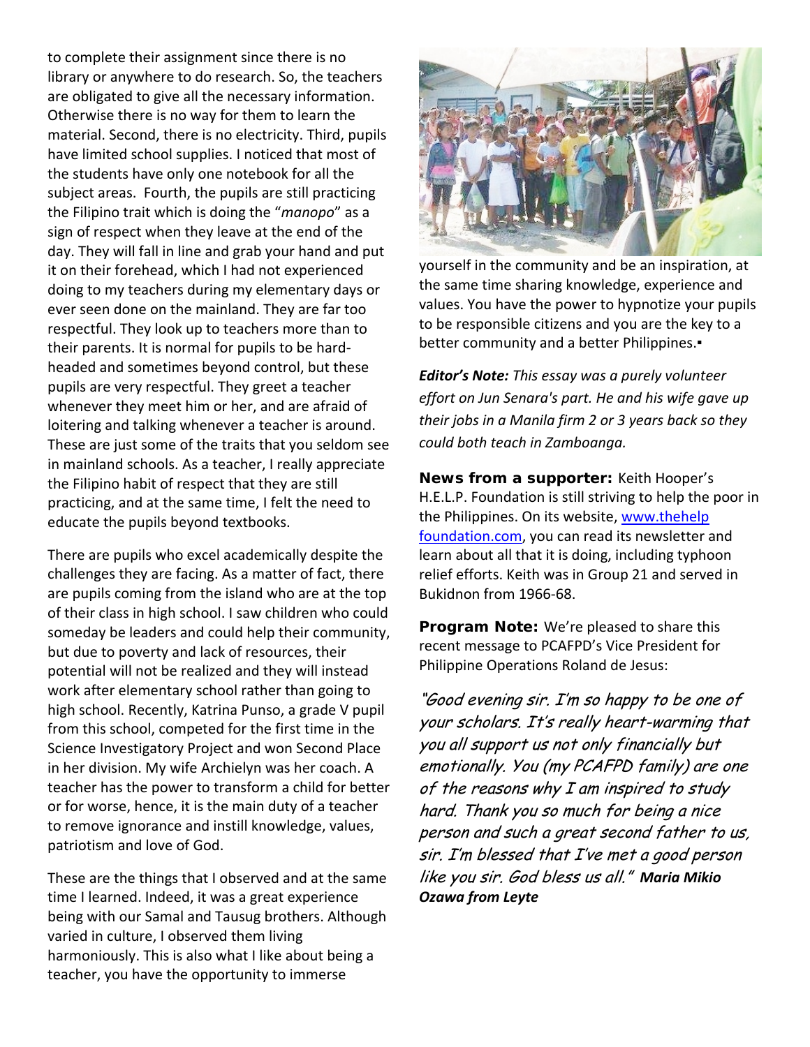to complete their assignment since there is no library or anywhere to do research. So, the teachers are obligated to give all the necessary information. Otherwise there is no way for them to learn the material. Second, there is no electricity. Third, pupils have limited school supplies. I noticed that most of the students have only one notebook for all the subject areas. Fourth, the pupils are still practicing the Filipino trait which is doing the "*manopo*" as a sign of respect when they leave at the end of the day. They will fall in line and grab your hand and put it on their forehead, which I had not experienced doing to my teachers during my elementary days or ever seen done on the mainland. They are far too respectful. They look up to teachers more than to their parents. It is normal for pupils to be hard-headed and sometimes beyond control, but these pupils are very respectful. They greet a teacher whenever they meet him or her, and are afraid of loitering and talking whenever a teacher is around. These are just some of the traits that you seldom see in mainland schools. As a teacher, I really appreciate the Filipino habit of respect that they are still practicing, and at the same time, I felt the need to educate the pupils beyond textbooks.

There are pupils who excel academically despite the challenges they are facing. As a matter of fact, there are pupils coming from the island who are at the top of their class in high school. I saw children who could someday be leaders and could help their community, but due to poverty and lack of resources, their potential will not be realized and they will instead work after elementary school rather than going to high school. Recently, Katrina Punso, a grade V pupil from this school, competed for the first time in the Science Investigatory Project and won Second Place in her division. My wife Archielyn was her coach. A teacher has the power to transform a child for better or for worse, hence, it is the main duty of a teacher to remove ignorance and instill knowledge, values, patriotism and love of God.

These are the things that I observed and at the same time I learned. Indeed, it was a great experience being with our Samal and Tausug brothers. Although varied in culture, I observed them living harmoniously. This is also what I like about being a teacher, you have the opportunity to immerse yourself in the community and be an inspiration, at the same time sharing knowledge, experience and values. You have the power to hypnotize your pupils to be responsible citizens and you are the key to a better community and a better Philippines.▪

***Editor's Note:*** *This essay was a purely volunteer effort on Jun Senara's part. He and his wife gave up their jobs in a Manila firm 2 or 3 years back so they could both teach in Zamboanga.*

**News from a supporter:** Keith Hooper's H.E.L.P. Foundation is still striving to help the poor in the Philippines. On its website, [www.thehelp foundation.com](http://www.thehelpfoundation.com), you can read its newsletter and learn about all that it is doing, including typhoon relief efforts. Keith was in Group 21 and served in Bukidnon from 1966-68.

**Program Note:** We're pleased to share this recent message to PCAFPD's Vice President for Philippine Operations Roland de Jesus:

*"Good evening sir. I'm so happy to be one of your scholars. It's really heart-warming that you all support us not only financially but emotionally. You (my PCAFPD family) are one of the reasons why I am inspired to study hard. Thank you so much for being a nice person and such a great second father to us, sir. I'm blessed that I've met a good person like you sir. God bless us all."* ***Maria Mikio Ozawa from Leyte***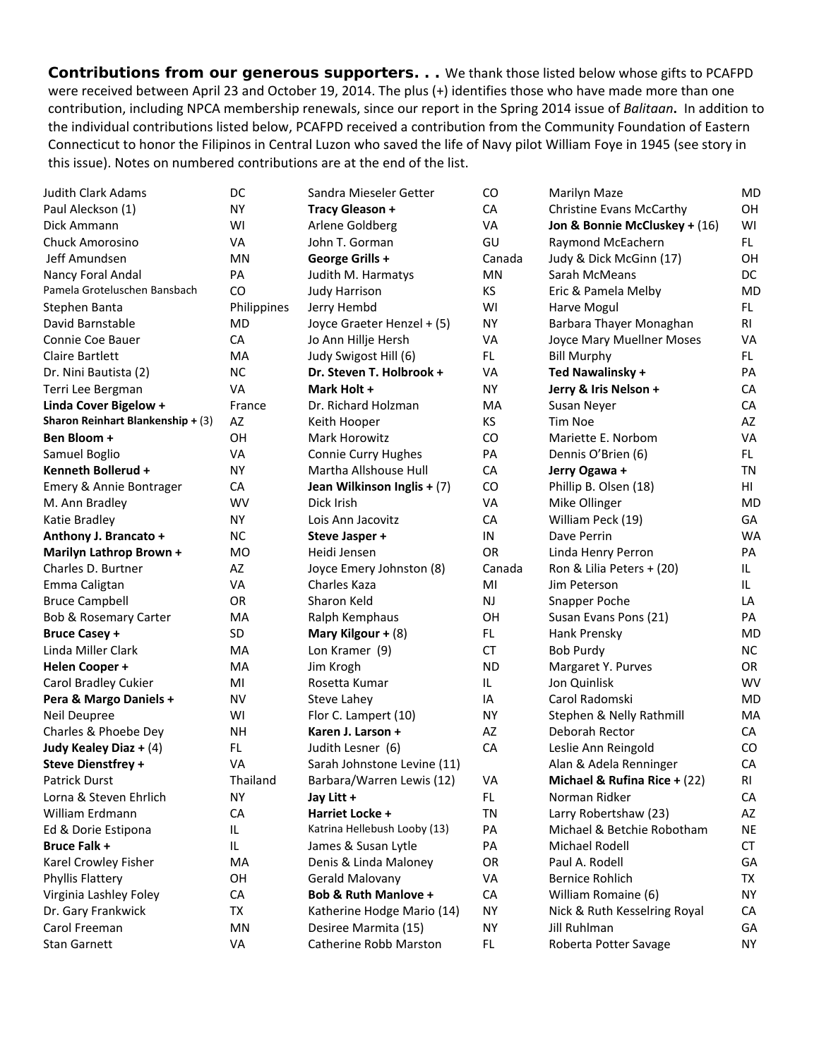**Contributions from our generous supporters. . .** We thank those listed below whose gifts to PCAFPD were received between April 23 and October 19, 2014. The plus (+) identifies those who have made more than one contribution, including NPCA membership renewals, since our report in the Spring 2014 issue of *Balitaan***.** In addition to the individual contributions listed below, PCAFPD received a contribution from the Community Foundation of Eastern Connecticut to honor the Filipinos in Central Luzon who saved the life of Navy pilot William Foye in 1945 (see story in this issue). Notes on numbered contributions are at the end of the list.

| Name | State |
|---|---|
| Judith Clark Adams | DC |
| Paul Aleckson (1) | NY |
| Dick Ammann | WI |
| Chuck Amorosino | VA |
| Jeff Amundsen | MN |
| Nancy Foral Andal | PA |
| Pamela Groteluschen Bansbach | CO |
| Stephen Banta | Philippines |
| David Barnstable | MD |
| Connie Coe Bauer | CA |
| Claire Bartlett | MA |
| Dr. Nini Bautista (2) | NC |
| Terri Lee Bergman | VA |
| **Linda Cover Bigelow +** | France |
| **Sharon Reinhart Blankenship +** (3) | AZ |
| **Ben Bloom +** | OH |
| Samuel Boglio | VA |
| **Kenneth Bollerud +** | NY |
| Emery & Annie Bontrager | CA |
| M. Ann Bradley | WV |
| Katie Bradley | NY |
| **Anthony J. Brancato +** | NC |
| **Marilyn Lathrop Brown +** | MO |
| Charles D. Burtner | AZ |
| Emma Caligtan | VA |
| Bruce Campbell | OR |
| Bob & Rosemary Carter | MA |
| **Bruce Casey +** | SD |
| Linda Miller Clark | MA |
| **Helen Cooper +** | MA |
| Carol Bradley Cukier | MI |
| **Pera & Margo Daniels +** | NV |
| Neil Deupree | WI |
| Charles & Phoebe Dey | NH |
| **Judy Kealey Diaz +** (4) | FL |
| **Steve Dienstfrey +** | VA |
| Patrick Durst | Thailand |
| Lorna & Steven Ehrlich | NY |
| William Erdmann | CA |
| Ed & Dorie Estipona | IL |
| **Bruce Falk +** | IL |
| Karel Crowley Fisher | MA |
| Phyllis Flattery | OH |
| Virginia Lashley Foley | CA |
| Dr. Gary Frankwick | TX |
| Carol Freeman | MN |
| Stan Garnett | VA |
| Sandra Mieseler Getter | CO |
| **Tracy Gleason +** | CA |
| Arlene Goldberg | VA |
| John T. Gorman | GU |
| **George Grills +** | Canada |
| Judith M. Harmatys | MN |
| Judy Harrison | KS |
| Jerry Hembd | WI |
| Joyce Graeter Henzel + (5) | NY |
| Jo Ann Hillje Hersh | VA |
| Judy Swigost Hill (6) | FL |
| **Dr. Steven T. Holbrook +** | VA |
| **Mark Holt +** | NY |
| Dr. Richard Holzman | MA |
| Keith Hooper | KS |
| Mark Horowitz | CO |
| Connie Curry Hughes | PA |
| Martha Allshouse Hull | CA |
| **Jean Wilkinson Inglis +** (7) | CO |
| Dick Irish | VA |
| Lois Ann Jacovitz | CA |
| **Steve Jasper +** | IN |
| Heidi Jensen | OR |
| Joyce Emery Johnston (8) | Canada |
| Charles Kaza | MI |
| Sharon Keld | NJ |
| Ralph Kemphaus | OH |
| **Mary Kilgour +** (8) | FL |
| Lon Kramer (9) | CT |
| Jim Krogh | ND |
| Rosetta Kumar | IL |
| Steve Lahey | IA |
| Flor C. Lampert (10) | NY |
| **Karen J. Larson +** | AZ |
| Judith Lesner (6) | CA |
| Sarah Johnstone Levine (11) | |
| Barbara/Warren Lewis (12) | VA |
| **Jay Litt +** | FL |
| **Harriet Locke +** | TN |
| Katrina Hellebush Looby (13) | PA |
| James & Susan Lytle | PA |
| Denis & Linda Maloney | OR |
| Gerald Malovany | VA |
| **Bob & Ruth Manlove +** | CA |
| Katherine Hodge Mario (14) | NY |
| Desiree Marmita (15) | NY |
| Catherine Robb Marston | FL |
| Marilyn Maze | MD |
| Christine Evans McCarthy | OH |
| **Jon & Bonnie McCluskey +** (16) | WI |
| Raymond McEachern | FL |
| Judy & Dick McGinn (17) | OH |
| Sarah McMeans | DC |
| Eric & Pamela Melby | MD |
| Harve Mogul | FL |
| Barbara Thayer Monaghan | RI |
| Joyce Mary Muellner Moses | VA |
| Bill Murphy | FL |
| **Ted Nawalinsky +** | PA |
| **Jerry & Iris Nelson +** | CA |
| Susan Neyer | CA |
| Tim Noe | AZ |
| Mariette E. Norbom | VA |
| Dennis O'Brien (6) | FL |
| **Jerry Ogawa +** | TN |
| Phillip B. Olsen (18) | HI |
| Mike Ollinger | MD |
| William Peck (19) | GA |
| Dave Perrin | WA |
| Linda Henry Perron | PA |
| Ron & Lilia Peters + (20) | IL |
| Jim Peterson | IL |
| Snapper Poche | LA |
| Susan Evans Pons (21) | PA |
| Hank Prensky | MD |
| Bob Purdy | NC |
| Margaret Y. Purves | OR |
| Jon Quinlisk | WV |
| Carol Radomski | MD |
| Stephen & Nelly Rathmill | MA |
| Deborah Rector | CA |
| Leslie Ann Reingold | CO |
| Alan & Adela Renninger | CA |
| **Michael & Rufina Rice +** (22) | RI |
| Norman Ridker | CA |
| Larry Robertshaw (23) | AZ |
| Michael & Betchie Robotham | NE |
| Michael Rodell | CT |
| Paul A. Rodell | GA |
| Bernice Rohlich | TX |
| William Romaine (6) | NY |
| Nick & Ruth Kesselring Royal | CA |
| Jill Ruhlman | GA |
| Roberta Potter Savage | NY |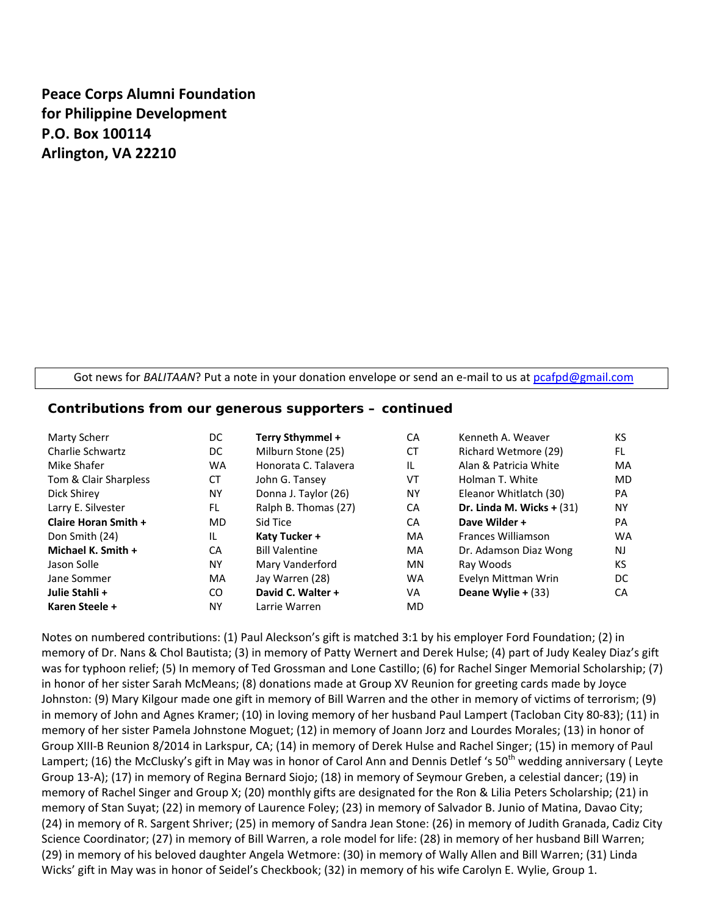**Peace Corps Alumni Foundation**
**for Philippine Development**
**P.O. Box 100114**
**Arlington, VA 22210**

Got news for *BALITAAN*? Put a note in your donation envelope or send an e-mail to us at pcafpd@gmail.com

### Contributions from our generous supporters – continued

| | | | | | |
|---|---|---|---|---|---|
| Marty Scherr | DC | **Terry Sthymmel +** | CA | Kenneth A. Weaver | KS |
| Charlie Schwartz | DC | Milburn Stone (25) | CT | Richard Wetmore (29) | FL |
| Mike Shafer | WA | Honorata C. Talavera | IL | Alan & Patricia White | MA |
| Tom & Clair Sharpless | CT | John G. Tansey | VT | Holman T. White | MD |
| Dick Shirey | NY | Donna J. Taylor (26) | NY | Eleanor Whitlatch (30) | PA |
| Larry E. Silvester | FL | Ralph B. Thomas (27) | CA | **Dr. Linda M. Wicks +** (31) | NY |
| **Claire Horan Smith +** | MD | Sid Tice | CA | **Dave Wilder +** | PA |
| Don Smith (24) | IL | **Katy Tucker +** | MA | Frances Williamson | WA |
| **Michael K. Smith +** | CA | Bill Valentine | MA | Dr. Adamson Diaz Wong | NJ |
| Jason Solle | NY | Mary Vanderford | MN | Ray Woods | KS |
| Jane Sommer | MA | Jay Warren (28) | WA | Evelyn Mittman Wrin | DC |
| **Julie Stahli +** | CO | **David C. Walter +** | VA | **Deane Wylie +** (33) | CA |
| **Karen Steele +** | NY | Larrie Warren | MD | | |

Notes on numbered contributions: (1) Paul Aleckson's gift is matched 3:1 by his employer Ford Foundation; (2) in memory of Dr. Nans & Chol Bautista; (3) in memory of Patty Wernert and Derek Hulse; (4) part of Judy Kealey Diaz's gift was for typhoon relief; (5) In memory of Ted Grossman and Lone Castillo; (6) for Rachel Singer Memorial Scholarship; (7) in honor of her sister Sarah McMeans; (8) donations made at Group XV Reunion for greeting cards made by Joyce Johnston: (9) Mary Kilgour made one gift in memory of Bill Warren and the other in memory of victims of terrorism; (9) in memory of John and Agnes Kramer; (10) in loving memory of her husband Paul Lampert (Tacloban City 80-83); (11) in memory of her sister Pamela Johnstone Moguet; (12) in memory of Joann Jorz and Lourdes Morales; (13) in honor of Group XIII-B Reunion 8/2014 in Larkspur, CA; (14) in memory of Derek Hulse and Rachel Singer; (15) in memory of Paul Lampert; (16) the McClusky's gift in May was in honor of Carol Ann and Dennis Detlef 's 50th wedding anniversary ( Leyte Group 13-A); (17) in memory of Regina Bernard Siojo; (18) in memory of Seymour Greben, a celestial dancer; (19) in memory of Rachel Singer and Group X; (20) monthly gifts are designated for the Ron & Lilia Peters Scholarship; (21) in memory of Stan Suyat; (22) in memory of Laurence Foley; (23) in memory of Salvador B. Junio of Matina, Davao City; (24) in memory of R. Sargent Shriver; (25) in memory of Sandra Jean Stone: (26) in memory of Judith Granada, Cadiz City Science Coordinator; (27) in memory of Bill Warren, a role model for life: (28) in memory of her husband Bill Warren; (29) in memory of his beloved daughter Angela Wetmore: (30) in memory of Wally Allen and Bill Warren; (31) Linda Wicks' gift in May was in honor of Seidel's Checkbook; (32) in memory of his wife Carolyn E. Wylie, Group 1.